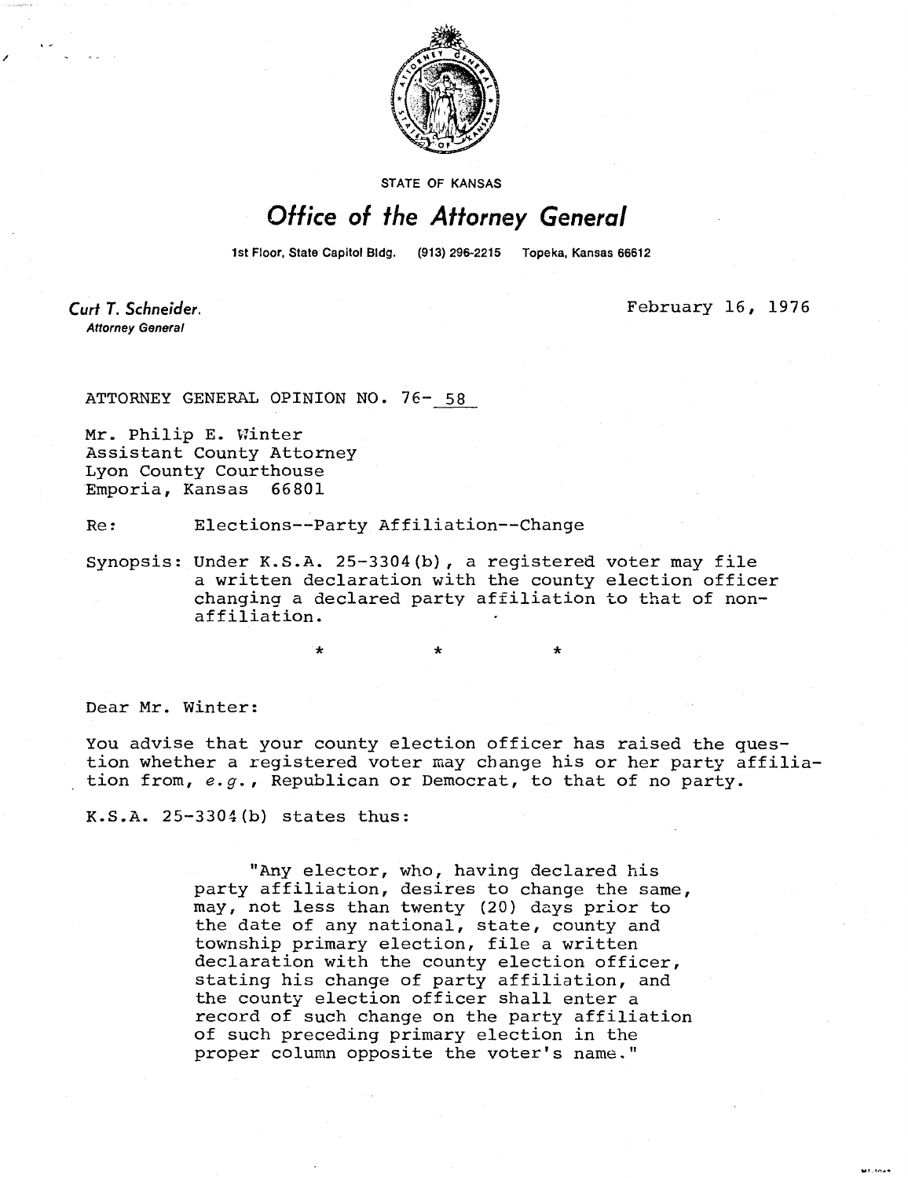STATE OF KANSAS

# *Office of the Attorney General*

1st Floor, State Capitol Bldg. (913) 296-2215 Topeka, Kansas 66612

**Curt T. Schneider**
*Attorney General*

February 16, 1976

ATTORNEY GENERAL OPINION NO. 76- 58

Mr. Philip E. Winter
Assistant County Attorney
Lyon County Courthouse
Emporia, Kansas 66801

Re: Elections--Party Affiliation--Change

Synopsis: Under K.S.A. 25-3304(b), a registered voter may file a written declaration with the county election officer changing a declared party affiliation to that of non-affiliation.

\* \* \*

Dear Mr. Winter:

You advise that your county election officer has raised the question whether a registered voter may change his or her party affiliation from, *e.g.*, Republican or Democrat, to that of no party.

K.S.A. 25-3304(b) states thus:

> "Any elector, who, having declared his party affiliation, desires to change the same, may, not less than twenty (20) days prior to the date of any national, state, county and township primary election, file a written declaration with the county election officer, stating his change of party affiliation, and the county election officer shall enter a record of such change on the party affiliation of such preceding primary election in the proper column opposite the voter's name."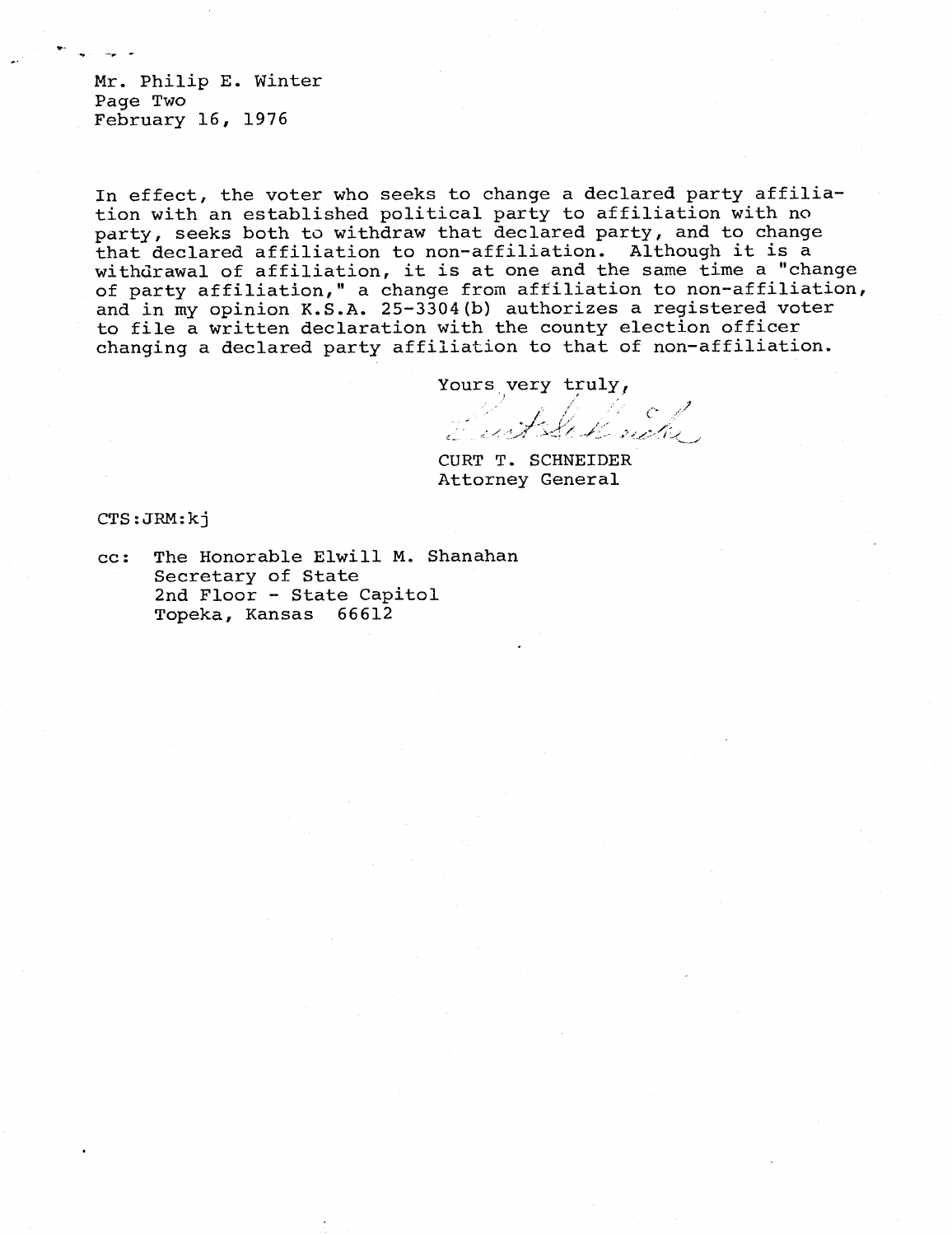Mr. Philip E. Winter
Page Two
February 16, 1976

In effect, the voter who seeks to change a declared party affiliation with an established political party to affiliation with no party, seeks both to withdraw that declared party, and to change that declared affiliation to non-affiliation. Although it is a withdrawal of affiliation, it is at one and the same time a "change of party affiliation," a change from affiliation to non-affiliation, and in my opinion K.S.A. 25-3304(b) authorizes a registered voter to file a written declaration with the county election officer changing a declared party affiliation to that of non-affiliation.

Yours very truly,

CURT T. SCHNEIDER
Attorney General

CTS:JRM:kj

cc: The Honorable Elwill M. Shanahan
Secretary of State
2nd Floor - State Capitol
Topeka, Kansas 66612